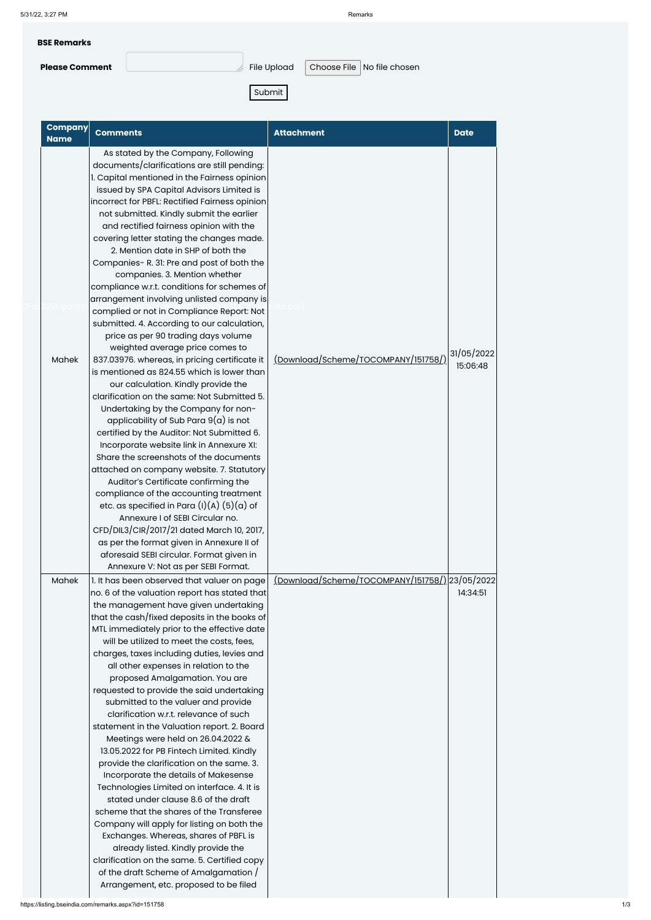**BSE Remarks**

**Please Comment** File Upload Choose File No file chosen

Submit

| Company Name | Comments | Attachment | Date |
|---|---|---|---|
| Mahek | As stated by the Company, Following documents/clarifications are still pending: 1. Capital mentioned in the Fairness opinion issued by SPA Capital Advisors Limited is incorrect for PBFL: Rectified Fairness opinion not submitted. Kindly submit the earlier and rectified fairness opinion with the covering letter stating the changes made. 2. Mention date in SHP of both the Companies- R. 31: Pre and post of both the companies. 3. Mention whether compliance w.r.t. conditions for schemes of arrangement involving unlisted company is complied or not in Compliance Report: Not submitted. 4. According to our calculation, price as per 90 trading days volume weighted average price comes to 837.03976. whereas, in pricing certificate it is mentioned as 824.55 which is lower than our calculation. Kindly provide the clarification on the same: Not Submitted 5. Undertaking by the Company for non-applicability of Sub Para 9(a) is not certified by the Auditor: Not Submitted 6. Incorporate website link in Annexure XI: Share the screenshots of the documents attached on company website. 7. Statutory Auditor's Certificate confirming the compliance of the accounting treatment etc. as specified in Para (I)(A) (5)(a) of Annexure I of SEBI Circular no. CFD/DIL3/CIR/2017/21 dated March 10, 2017, as per the format given in Annexure II of aforesaid SEBI circular. Format given in Annexure V: Not as per SEBI Format. | (Download/Scheme/TOCOMPANY/151758/) | 31/05/2022 15:06:48 |
| Mahek | 1. It has been observed that valuer on page no. 6 of the valuation report has stated that the management have given undertaking that the cash/fixed deposits in the books of MTL immediately prior to the effective date will be utilized to meet the costs, fees, charges, taxes including duties, levies and all other expenses in relation to the proposed Amalgamation. You are requested to provide the said undertaking submitted to the valuer and provide clarification w.r.t. relevance of such statement in the Valuation report. 2. Board Meetings were held on 26.04.2022 & 13.05.2022 for PB Fintech Limited. Kindly provide the clarification on the same. 3. Incorporate the details of Makesense Technologies Limited on interface. 4. It is stated under clause 8.6 of the draft scheme that the shares of the Transferee Company will apply for listing on both the Exchanges. Whereas, shares of PBFL is already listed. Kindly provide the clarification on the same. 5. Certified copy of the draft Scheme of Amalgamation / Arrangement, etc. proposed to be filed | (Download/Scheme/TOCOMPANY/151758/) | 23/05/2022 14:34:51 |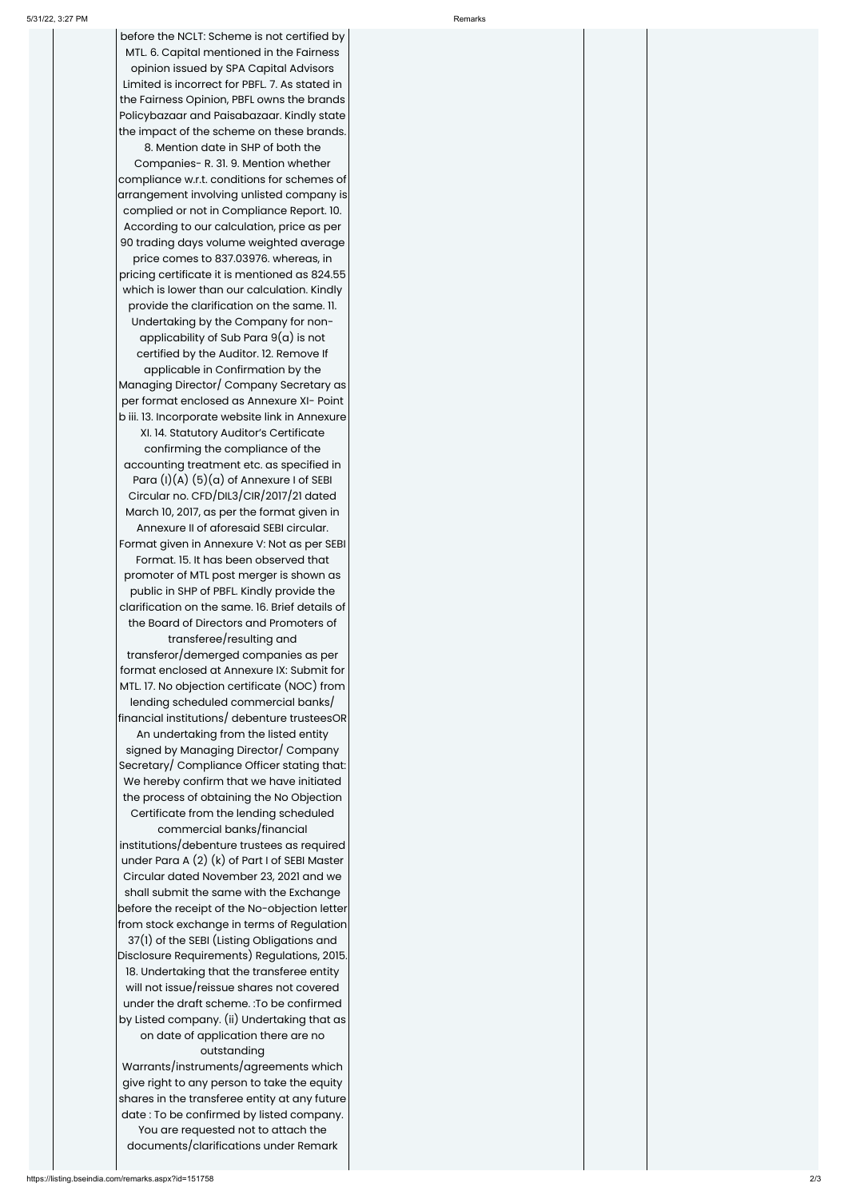before the NCLT: Scheme is not certified by MTL. 6. Capital mentioned in the Fairness opinion issued by SPA Capital Advisors Limited is incorrect for PBFL. 7. As stated in the Fairness Opinion, PBFL owns the brands Policybazaar and Paisabazaar. Kindly state the impact of the scheme on these brands. 8. Mention date in SHP of both the Companies- R. 31. 9. Mention whether compliance w.r.t. conditions for schemes of arrangement involving unlisted company is complied or not in Compliance Report. 10. According to our calculation, price as per 90 trading days volume weighted average price comes to 837.03976. whereas, in pricing certificate it is mentioned as 824.55 which is lower than our calculation. Kindly provide the clarification on the same. 11. Undertaking by the Company for non-applicability of Sub Para 9(a) is not certified by the Auditor. 12. Remove If applicable in Confirmation by the Managing Director/ Company Secretary as per format enclosed as Annexure XI- Point b iii. 13. Incorporate website link in Annexure XI. 14. Statutory Auditor's Certificate confirming the compliance of the accounting treatment etc. as specified in Para (I)(A) (5)(a) of Annexure I of SEBI Circular no. CFD/DIL3/CIR/2017/21 dated March 10, 2017, as per the format given in Annexure II of aforesaid SEBI circular. Format given in Annexure V: Not as per SEBI Format. 15. It has been observed that promoter of MTL post merger is shown as public in SHP of PBFL. Kindly provide the clarification on the same. 16. Brief details of the Board of Directors and Promoters of transferee/resulting and transferor/demerged companies as per format enclosed at Annexure IX: Submit for MTL. 17. No objection certificate (NOC) from lending scheduled commercial banks/ financial institutions/ debenture trusteesOR An undertaking from the listed entity signed by Managing Director/ Company Secretary/ Compliance Officer stating that: We hereby confirm that we have initiated the process of obtaining the No Objection Certificate from the lending scheduled commercial banks/financial institutions/debenture trustees as required under Para A (2) (k) of Part I of SEBI Master Circular dated November 23, 2021 and we shall submit the same with the Exchange before the receipt of the No-objection letter from stock exchange in terms of Regulation 37(1) of the SEBI (Listing Obligations and Disclosure Requirements) Regulations, 2015. 18. Undertaking that the transferee entity will not issue/reissue shares not covered under the draft scheme. :To be confirmed by Listed company. (ii) Undertaking that as on date of application there are no outstanding Warrants/instruments/agreements which give right to any person to take the equity shares in the transferee entity at any future date : To be confirmed by listed company. You are requested not to attach the documents/clarifications under Remark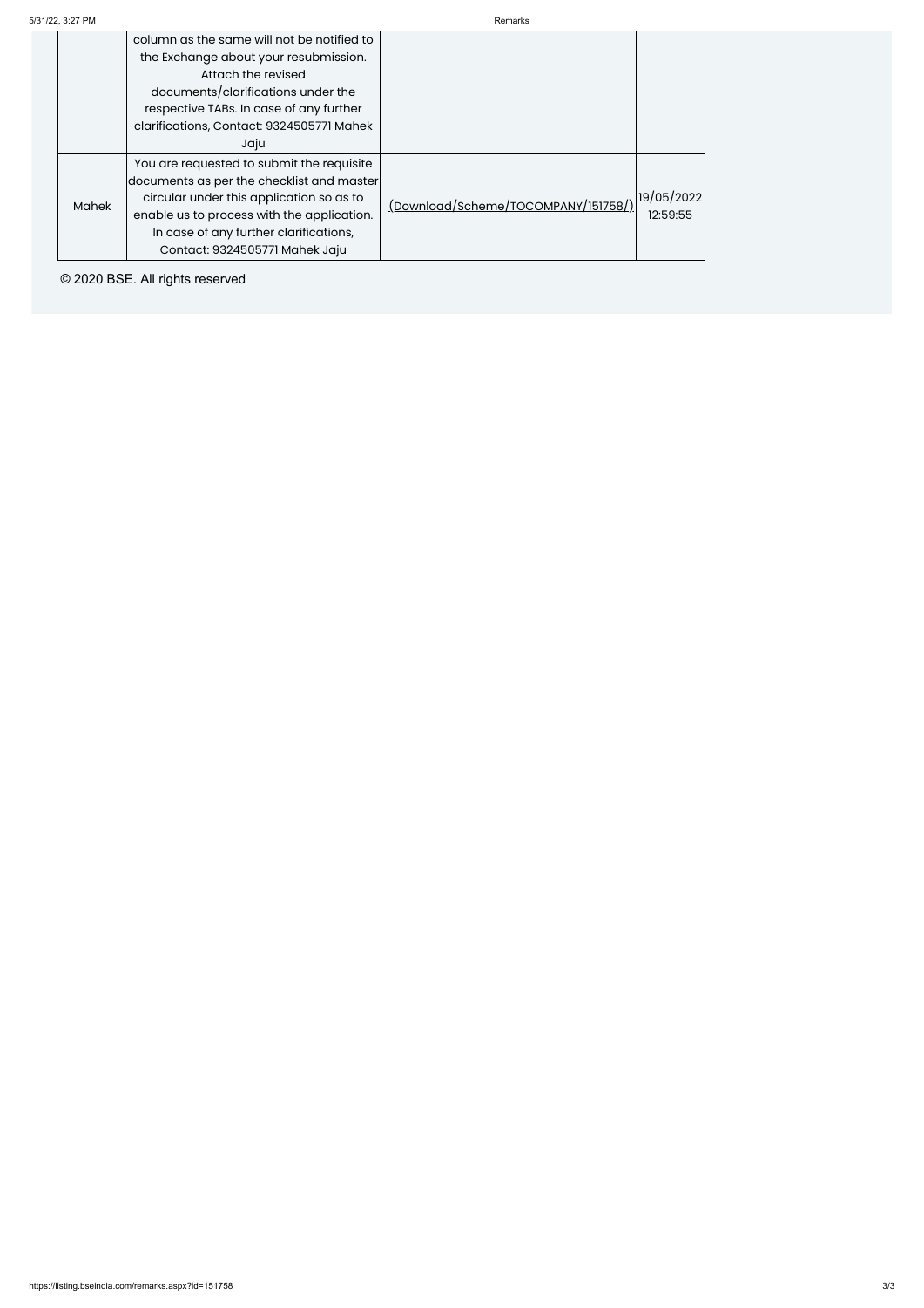| | | | |
|---|---|---|---|
| | column as the same will not be notified to the Exchange about your resubmission. Attach the revised documents/clarifications under the respective TABs. In case of any further clarifications, Contact: 9324505771 Mahek Jaju | | |
| Mahek | You are requested to submit the requisite documents as per the checklist and master circular under this application so as to enable us to process with the application. In case of any further clarifications, Contact: 9324505771 Mahek Jaju | (Download/Scheme/TOCOMPANY/151758/) | 19/05/2022 12:59:55 |

© 2020 BSE. All rights reserved